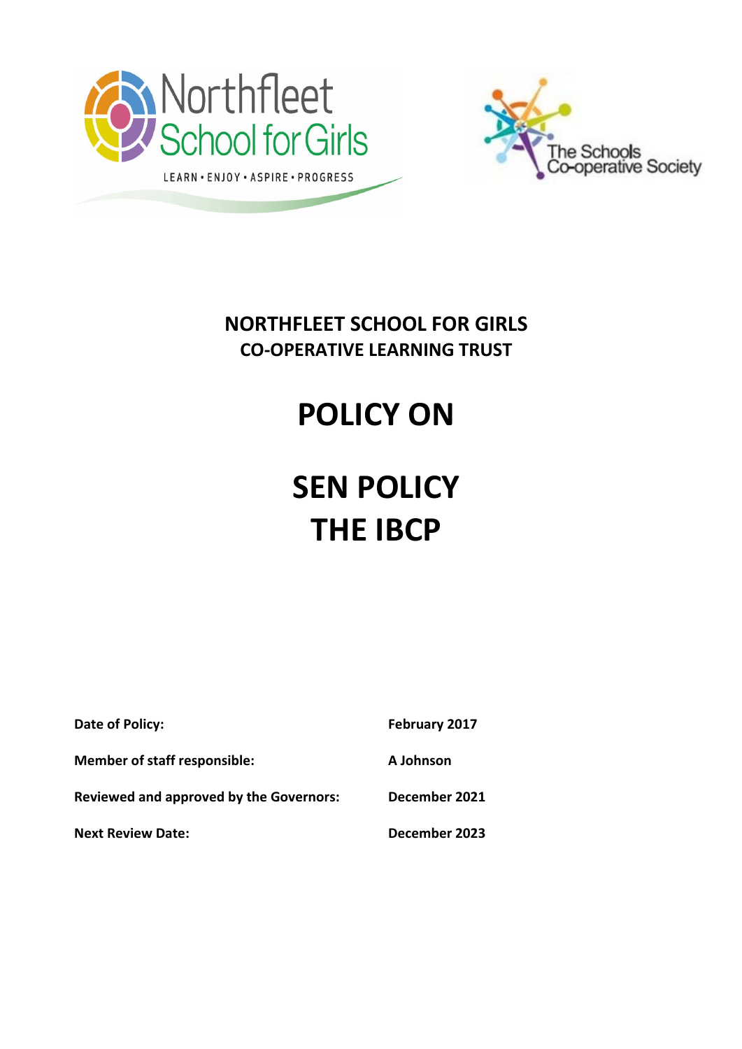# NORTHFLEET SCHOOL FOR GIRLS
## CO-OPERATIVE LEARNING TRUST

# POLICY ON

# SEN POLICY
# THE IBCP

| | |
|---|---|
| **Date of Policy:** | **February 2017** |
| **Member of staff responsible:** | **A Johnson** |
| **Reviewed and approved by the Governors:** | **December 2021** |
| **Next Review Date:** | **December 2023** |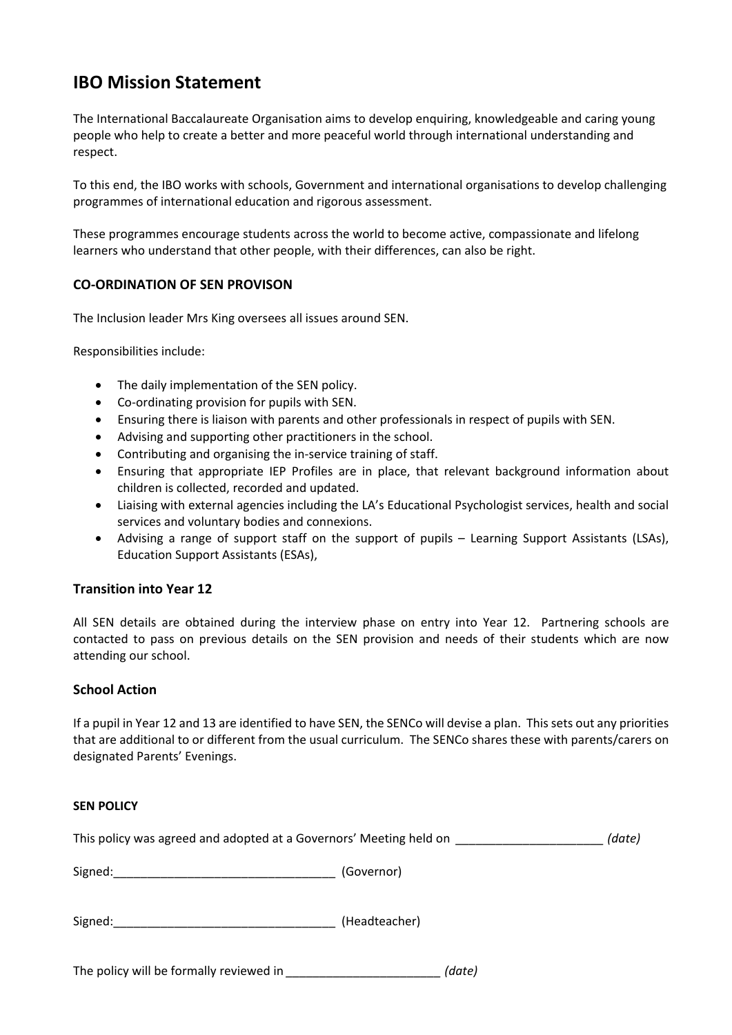## IBO Mission Statement

The International Baccalaureate Organisation aims to develop enquiring, knowledgeable and caring young people who help to create a better and more peaceful world through international understanding and respect.

To this end, the IBO works with schools, Government and international organisations to develop challenging programmes of international education and rigorous assessment.

These programmes encourage students across the world to become active, compassionate and lifelong learners who understand that other people, with their differences, can also be right.

**CO-ORDINATION OF SEN PROVISON**

The Inclusion leader Mrs King oversees all issues around SEN.

Responsibilities include:

- The daily implementation of the SEN policy.
- Co-ordinating provision for pupils with SEN.
- Ensuring there is liaison with parents and other professionals in respect of pupils with SEN.
- Advising and supporting other practitioners in the school.
- Contributing and organising the in-service training of staff.
- Ensuring that appropriate IEP Profiles are in place, that relevant background information about children is collected, recorded and updated.
- Liaising with external agencies including the LA's Educational Psychologist services, health and social services and voluntary bodies and connexions.
- Advising a range of support staff on the support of pupils – Learning Support Assistants (LSAs), Education Support Assistants (ESAs),

### Transition into Year 12

All SEN details are obtained during the interview phase on entry into Year 12. Partnering schools are contacted to pass on previous details on the SEN provision and needs of their students which are now attending our school.

### School Action

If a pupil in Year 12 and 13 are identified to have SEN, the SENCo will devise a plan. This sets out any priorities that are additional to or different from the usual curriculum. The SENCo shares these with parents/carers on designated Parents' Evenings.

**SEN POLICY**

This policy was agreed and adopted at a Governors' Meeting held on ______________________ *(date)*

Signed:_________________________________ (Governor)

Signed:_________________________________ (Headteacher)

The policy will be formally reviewed in _______________________ *(date)*